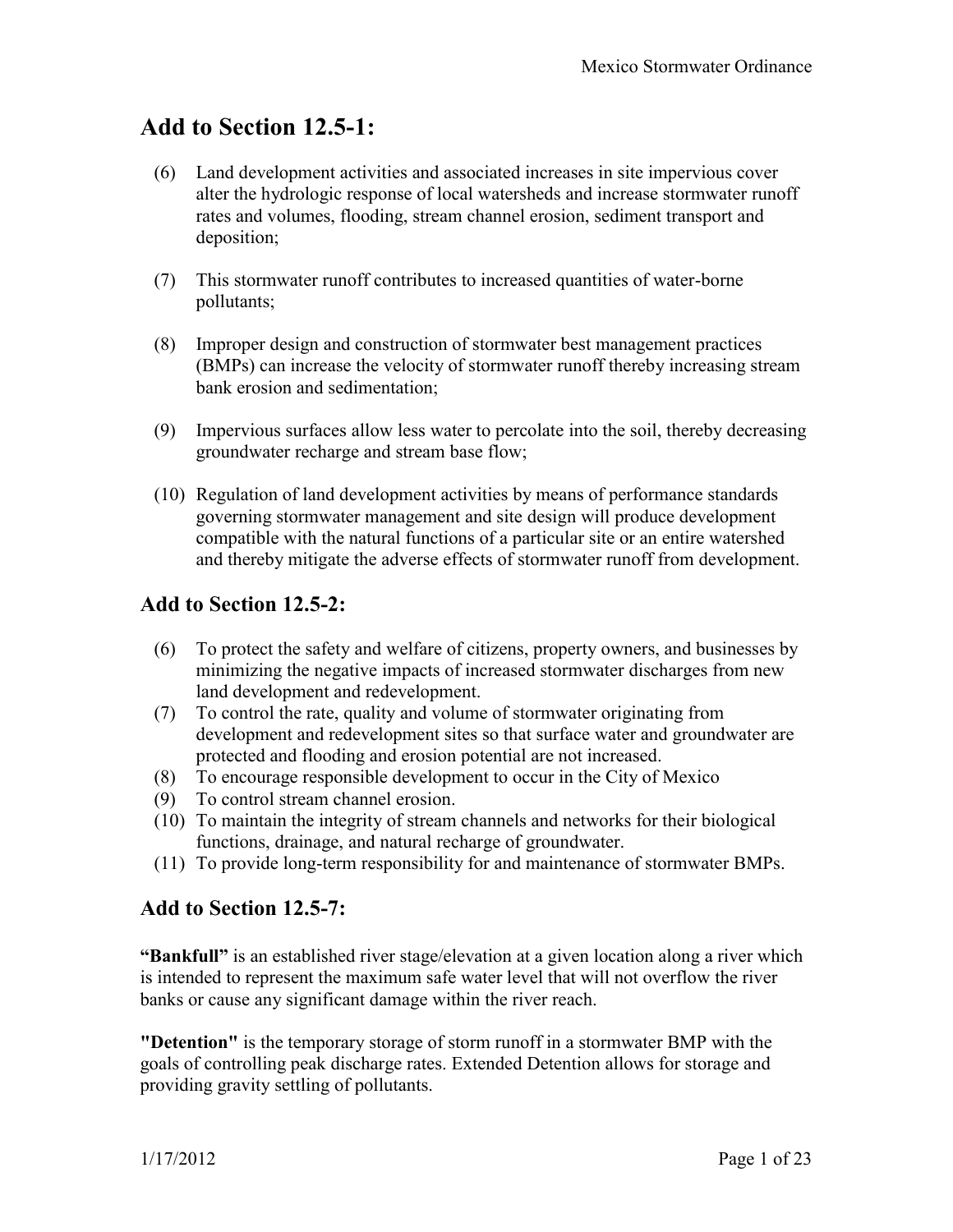## Add to Section 12.5-1:

(6) Land development activities and associated increases in site impervious cover alter the hydrologic response of local watersheds and increase stormwater runoff rates and volumes, flooding, stream channel erosion, sediment transport and deposition;

(7) This stormwater runoff contributes to increased quantities of water-borne pollutants;

(8) Improper design and construction of stormwater best management practices (BMPs) can increase the velocity of stormwater runoff thereby increasing stream bank erosion and sedimentation;

(9) Impervious surfaces allow less water to percolate into the soil, thereby decreasing groundwater recharge and stream base flow;

(10) Regulation of land development activities by means of performance standards governing stormwater management and site design will produce development compatible with the natural functions of a particular site or an entire watershed and thereby mitigate the adverse effects of stormwater runoff from development.

## Add to Section 12.5-2:

(6) To protect the safety and welfare of citizens, property owners, and businesses by minimizing the negative impacts of increased stormwater discharges from new land development and redevelopment.
(7) To control the rate, quality and volume of stormwater originating from development and redevelopment sites so that surface water and groundwater are protected and flooding and erosion potential are not increased.
(8) To encourage responsible development to occur in the City of Mexico
(9) To control stream channel erosion.
(10) To maintain the integrity of stream channels and networks for their biological functions, drainage, and natural recharge of groundwater.
(11) To provide long-term responsibility for and maintenance of stormwater BMPs.

## Add to Section 12.5-7:

**"Bankfull"** is an established river stage/elevation at a given location along a river which is intended to represent the maximum safe water level that will not overflow the river banks or cause any significant damage within the river reach.

**"Detention"** is the temporary storage of storm runoff in a stormwater BMP with the goals of controlling peak discharge rates. Extended Detention allows for storage and providing gravity settling of pollutants.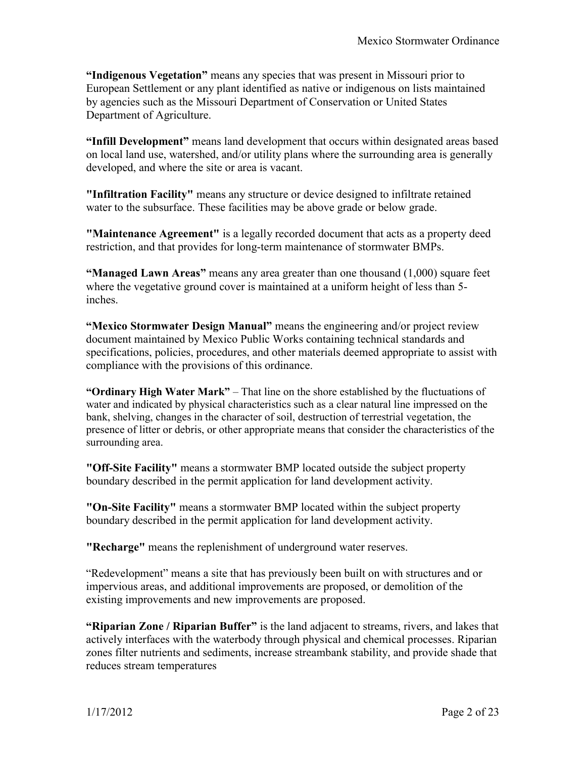**"Indigenous Vegetation"** means any species that was present in Missouri prior to European Settlement or any plant identified as native or indigenous on lists maintained by agencies such as the Missouri Department of Conservation or United States Department of Agriculture.

**"Infill Development"** means land development that occurs within designated areas based on local land use, watershed, and/or utility plans where the surrounding area is generally developed, and where the site or area is vacant.

**"Infiltration Facility"** means any structure or device designed to infiltrate retained water to the subsurface. These facilities may be above grade or below grade.

**"Maintenance Agreement"** is a legally recorded document that acts as a property deed restriction, and that provides for long-term maintenance of stormwater BMPs.

**"Managed Lawn Areas"** means any area greater than one thousand (1,000) square feet where the vegetative ground cover is maintained at a uniform height of less than 5-inches.

**"Mexico Stormwater Design Manual"** means the engineering and/or project review document maintained by Mexico Public Works containing technical standards and specifications, policies, procedures, and other materials deemed appropriate to assist with compliance with the provisions of this ordinance.

**"Ordinary High Water Mark"** – That line on the shore established by the fluctuations of water and indicated by physical characteristics such as a clear natural line impressed on the bank, shelving, changes in the character of soil, destruction of terrestrial vegetation, the presence of litter or debris, or other appropriate means that consider the characteristics of the surrounding area.

**"Off-Site Facility"** means a stormwater BMP located outside the subject property boundary described in the permit application for land development activity.

**"On-Site Facility"** means a stormwater BMP located within the subject property boundary described in the permit application for land development activity.

**"Recharge"** means the replenishment of underground water reserves.

"Redevelopment" means a site that has previously been built on with structures and or impervious areas, and additional improvements are proposed, or demolition of the existing improvements and new improvements are proposed.

**"Riparian Zone / Riparian Buffer"** is the land adjacent to streams, rivers, and lakes that actively interfaces with the waterbody through physical and chemical processes. Riparian zones filter nutrients and sediments, increase streambank stability, and provide shade that reduces stream temperatures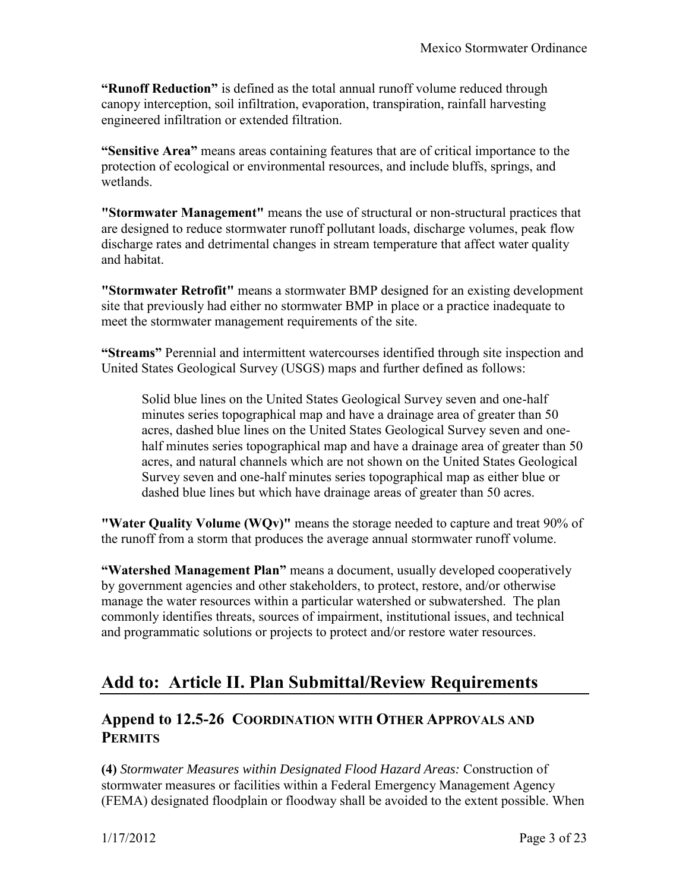**"Runoff Reduction"** is defined as the total annual runoff volume reduced through canopy interception, soil infiltration, evaporation, transpiration, rainfall harvesting engineered infiltration or extended filtration.

**"Sensitive Area"** means areas containing features that are of critical importance to the protection of ecological or environmental resources, and include bluffs, springs, and wetlands.

**"Stormwater Management"** means the use of structural or non-structural practices that are designed to reduce stormwater runoff pollutant loads, discharge volumes, peak flow discharge rates and detrimental changes in stream temperature that affect water quality and habitat.

**"Stormwater Retrofit"** means a stormwater BMP designed for an existing development site that previously had either no stormwater BMP in place or a practice inadequate to meet the stormwater management requirements of the site.

**"Streams"** Perennial and intermittent watercourses identified through site inspection and United States Geological Survey (USGS) maps and further defined as follows:

> Solid blue lines on the United States Geological Survey seven and one-half minutes series topographical map and have a drainage area of greater than 50 acres, dashed blue lines on the United States Geological Survey seven and one-half minutes series topographical map and have a drainage area of greater than 50 acres, and natural channels which are not shown on the United States Geological Survey seven and one-half minutes series topographical map as either blue or dashed blue lines but which have drainage areas of greater than 50 acres.

**"Water Quality Volume (WQv)"** means the storage needed to capture and treat 90% of the runoff from a storm that produces the average annual stormwater runoff volume.

**"Watershed Management Plan"** means a document, usually developed cooperatively by government agencies and other stakeholders, to protect, restore, and/or otherwise manage the water resources within a particular watershed or subwatershed. The plan commonly identifies threats, sources of impairment, institutional issues, and technical and programmatic solutions or projects to protect and/or restore water resources.

# Add to: Article II. Plan Submittal/Review Requirements

## Append to 12.5-26 COORDINATION WITH OTHER APPROVALS AND PERMITS

**(4)** *Stormwater Measures within Designated Flood Hazard Areas:* Construction of stormwater measures or facilities within a Federal Emergency Management Agency (FEMA) designated floodplain or floodway shall be avoided to the extent possible. When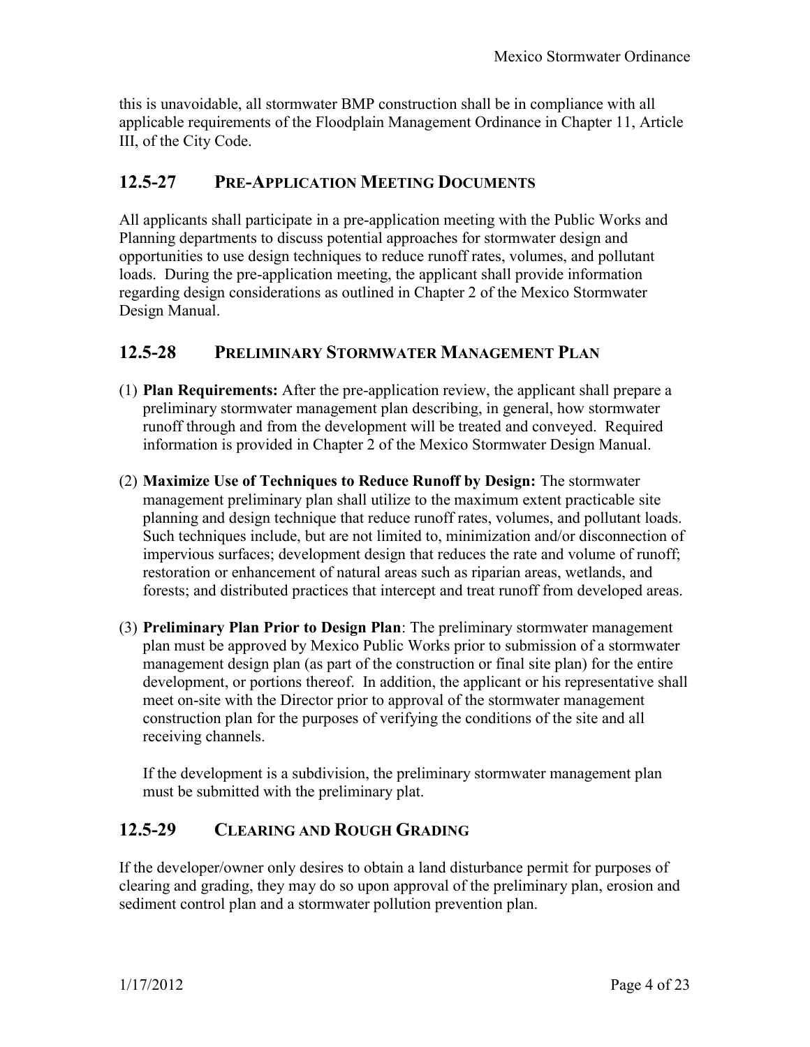this is unavoidable, all stormwater BMP construction shall be in compliance with all applicable requirements of the Floodplain Management Ordinance in Chapter 11, Article III, of the City Code.

## 12.5-27 PRE-APPLICATION MEETING DOCUMENTS

All applicants shall participate in a pre-application meeting with the Public Works and Planning departments to discuss potential approaches for stormwater design and opportunities to use design techniques to reduce runoff rates, volumes, and pollutant loads. During the pre-application meeting, the applicant shall provide information regarding design considerations as outlined in Chapter 2 of the Mexico Stormwater Design Manual.

## 12.5-28 PRELIMINARY STORMWATER MANAGEMENT PLAN

(1) **Plan Requirements:** After the pre-application review, the applicant shall prepare a preliminary stormwater management plan describing, in general, how stormwater runoff through and from the development will be treated and conveyed. Required information is provided in Chapter 2 of the Mexico Stormwater Design Manual.

(2) **Maximize Use of Techniques to Reduce Runoff by Design:** The stormwater management preliminary plan shall utilize to the maximum extent practicable site planning and design technique that reduce runoff rates, volumes, and pollutant loads. Such techniques include, but are not limited to, minimization and/or disconnection of impervious surfaces; development design that reduces the rate and volume of runoff; restoration or enhancement of natural areas such as riparian areas, wetlands, and forests; and distributed practices that intercept and treat runoff from developed areas.

(3) **Preliminary Plan Prior to Design Plan**: The preliminary stormwater management plan must be approved by Mexico Public Works prior to submission of a stormwater management design plan (as part of the construction or final site plan) for the entire development, or portions thereof. In addition, the applicant or his representative shall meet on-site with the Director prior to approval of the stormwater management construction plan for the purposes of verifying the conditions of the site and all receiving channels.

    If the development is a subdivision, the preliminary stormwater management plan must be submitted with the preliminary plat.

## 12.5-29 CLEARING AND ROUGH GRADING

If the developer/owner only desires to obtain a land disturbance permit for purposes of clearing and grading, they may do so upon approval of the preliminary plan, erosion and sediment control plan and a stormwater pollution prevention plan.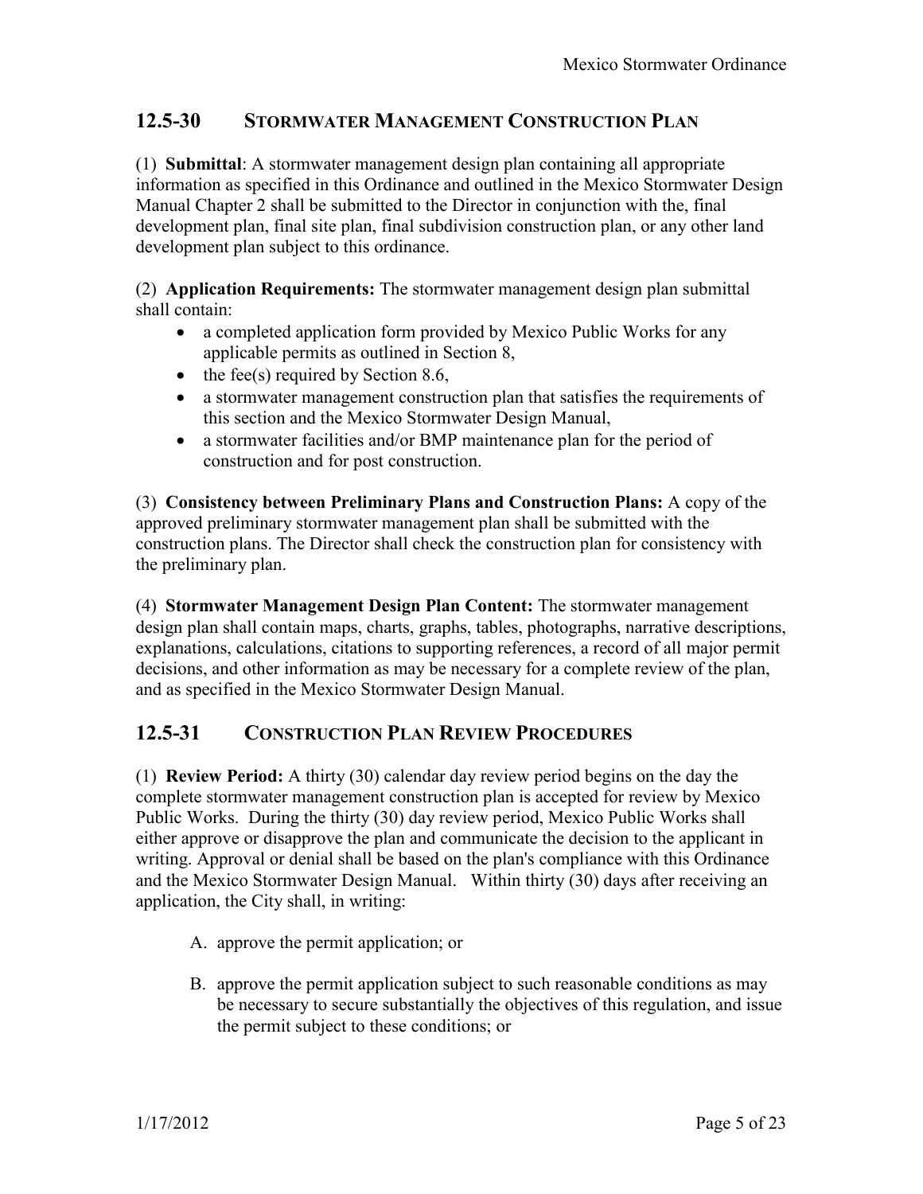## 12.5-30 STORMWATER MANAGEMENT CONSTRUCTION PLAN

(1) **Submittal**: A stormwater management design plan containing all appropriate information as specified in this Ordinance and outlined in the Mexico Stormwater Design Manual Chapter 2 shall be submitted to the Director in conjunction with the, final development plan, final site plan, final subdivision construction plan, or any other land development plan subject to this ordinance.

(2) **Application Requirements:** The stormwater management design plan submittal shall contain:

- a completed application form provided by Mexico Public Works for any applicable permits as outlined in Section 8,
- the fee(s) required by Section 8.6,
- a stormwater management construction plan that satisfies the requirements of this section and the Mexico Stormwater Design Manual,
- a stormwater facilities and/or BMP maintenance plan for the period of construction and for post construction.

(3) **Consistency between Preliminary Plans and Construction Plans:** A copy of the approved preliminary stormwater management plan shall be submitted with the construction plans. The Director shall check the construction plan for consistency with the preliminary plan.

(4) **Stormwater Management Design Plan Content:** The stormwater management design plan shall contain maps, charts, graphs, tables, photographs, narrative descriptions, explanations, calculations, citations to supporting references, a record of all major permit decisions, and other information as may be necessary for a complete review of the plan, and as specified in the Mexico Stormwater Design Manual.

## 12.5-31 CONSTRUCTION PLAN REVIEW PROCEDURES

(1) **Review Period:** A thirty (30) calendar day review period begins on the day the complete stormwater management construction plan is accepted for review by Mexico Public Works. During the thirty (30) day review period, Mexico Public Works shall either approve or disapprove the plan and communicate the decision to the applicant in writing. Approval or denial shall be based on the plan's compliance with this Ordinance and the Mexico Stormwater Design Manual. Within thirty (30) days after receiving an application, the City shall, in writing:

A. approve the permit application; or

B. approve the permit application subject to such reasonable conditions as may be necessary to secure substantially the objectives of this regulation, and issue the permit subject to these conditions; or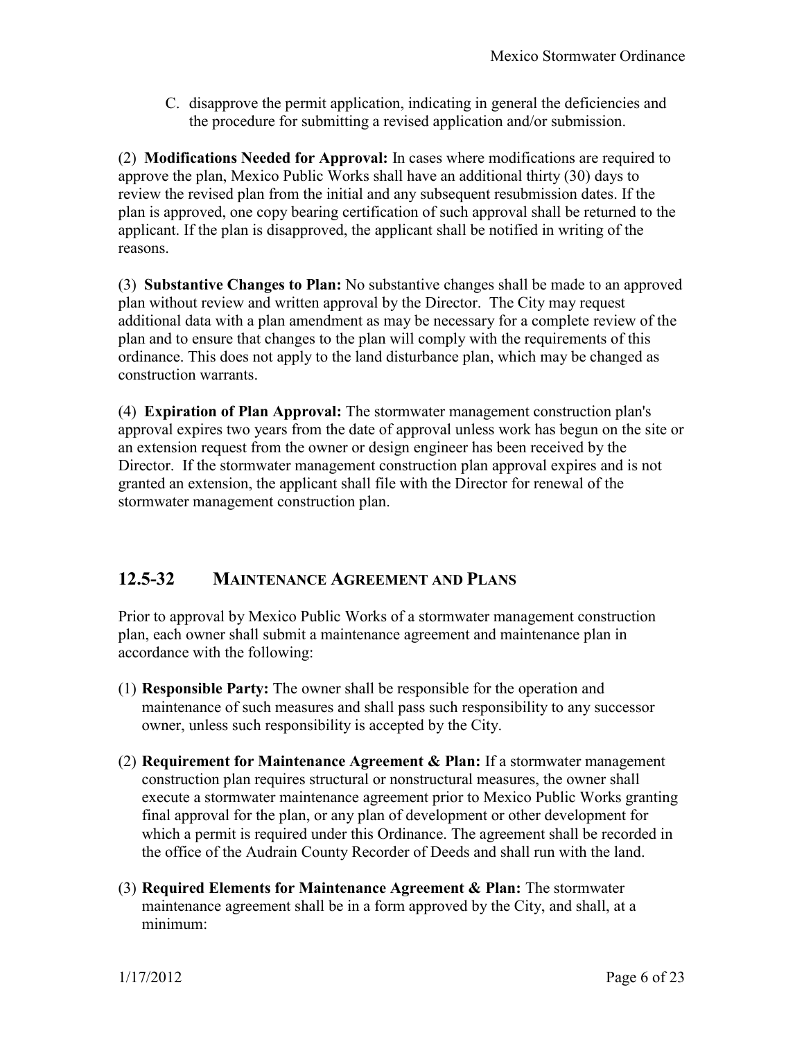C. disapprove the permit application, indicating in general the deficiencies and the procedure for submitting a revised application and/or submission.

(2) **Modifications Needed for Approval:** In cases where modifications are required to approve the plan, Mexico Public Works shall have an additional thirty (30) days to review the revised plan from the initial and any subsequent resubmission dates. If the plan is approved, one copy bearing certification of such approval shall be returned to the applicant. If the plan is disapproved, the applicant shall be notified in writing of the reasons.

(3) **Substantive Changes to Plan:** No substantive changes shall be made to an approved plan without review and written approval by the Director. The City may request additional data with a plan amendment as may be necessary for a complete review of the plan and to ensure that changes to the plan will comply with the requirements of this ordinance. This does not apply to the land disturbance plan, which may be changed as construction warrants.

(4) **Expiration of Plan Approval:** The stormwater management construction plan's approval expires two years from the date of approval unless work has begun on the site or an extension request from the owner or design engineer has been received by the Director. If the stormwater management construction plan approval expires and is not granted an extension, the applicant shall file with the Director for renewal of the stormwater management construction plan.

## 12.5-32 Maintenance Agreement and Plans

Prior to approval by Mexico Public Works of a stormwater management construction plan, each owner shall submit a maintenance agreement and maintenance plan in accordance with the following:

(1) **Responsible Party:** The owner shall be responsible for the operation and maintenance of such measures and shall pass such responsibility to any successor owner, unless such responsibility is accepted by the City.

(2) **Requirement for Maintenance Agreement & Plan:** If a stormwater management construction plan requires structural or nonstructural measures, the owner shall execute a stormwater maintenance agreement prior to Mexico Public Works granting final approval for the plan, or any plan of development or other development for which a permit is required under this Ordinance. The agreement shall be recorded in the office of the Audrain County Recorder of Deeds and shall run with the land.

(3) **Required Elements for Maintenance Agreement & Plan:** The stormwater maintenance agreement shall be in a form approved by the City, and shall, at a minimum: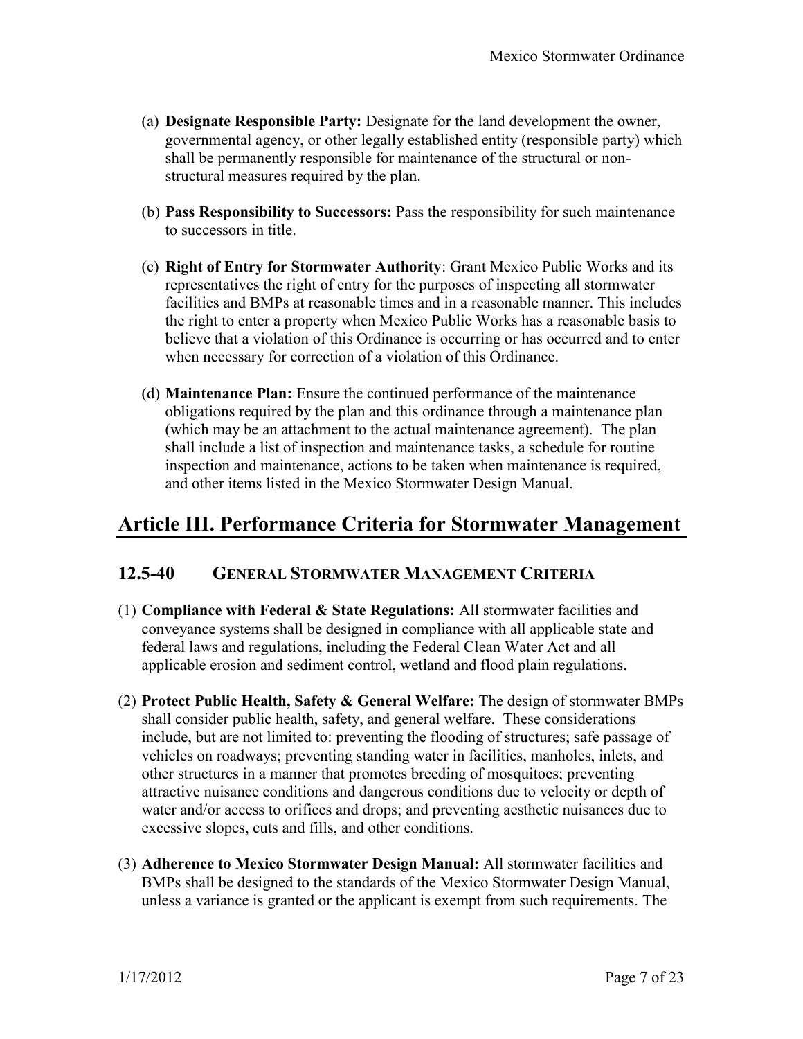(a) **Designate Responsible Party:** Designate for the land development the owner, governmental agency, or other legally established entity (responsible party) which shall be permanently responsible for maintenance of the structural or non-structural measures required by the plan.

(b) **Pass Responsibility to Successors:** Pass the responsibility for such maintenance to successors in title.

(c) **Right of Entry for Stormwater Authority**: Grant Mexico Public Works and its representatives the right of entry for the purposes of inspecting all stormwater facilities and BMPs at reasonable times and in a reasonable manner. This includes the right to enter a property when Mexico Public Works has a reasonable basis to believe that a violation of this Ordinance is occurring or has occurred and to enter when necessary for correction of a violation of this Ordinance.

(d) **Maintenance Plan:** Ensure the continued performance of the maintenance obligations required by the plan and this ordinance through a maintenance plan (which may be an attachment to the actual maintenance agreement). The plan shall include a list of inspection and maintenance tasks, a schedule for routine inspection and maintenance, actions to be taken when maintenance is required, and other items listed in the Mexico Stormwater Design Manual.

# Article III. Performance Criteria for Stormwater Management

## 12.5-40 General Stormwater Management Criteria

(1) **Compliance with Federal & State Regulations:** All stormwater facilities and conveyance systems shall be designed in compliance with all applicable state and federal laws and regulations, including the Federal Clean Water Act and all applicable erosion and sediment control, wetland and flood plain regulations.

(2) **Protect Public Health, Safety & General Welfare:** The design of stormwater BMPs shall consider public health, safety, and general welfare. These considerations include, but are not limited to: preventing the flooding of structures; safe passage of vehicles on roadways; preventing standing water in facilities, manholes, inlets, and other structures in a manner that promotes breeding of mosquitoes; preventing attractive nuisance conditions and dangerous conditions due to velocity or depth of water and/or access to orifices and drops; and preventing aesthetic nuisances due to excessive slopes, cuts and fills, and other conditions.

(3) **Adherence to Mexico Stormwater Design Manual:** All stormwater facilities and BMPs shall be designed to the standards of the Mexico Stormwater Design Manual, unless a variance is granted or the applicant is exempt from such requirements. The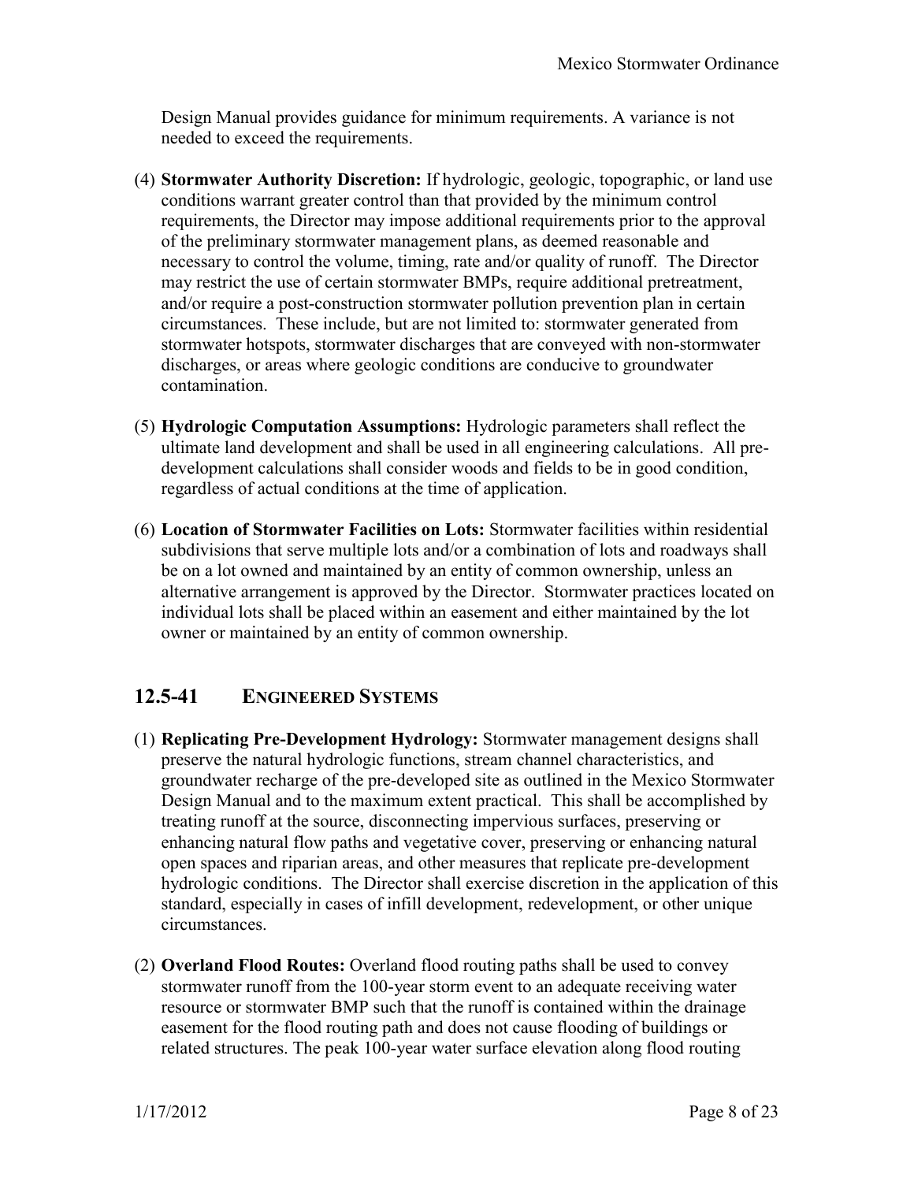Design Manual provides guidance for minimum requirements. A variance is not needed to exceed the requirements.

(4) **Stormwater Authority Discretion:** If hydrologic, geologic, topographic, or land use conditions warrant greater control than that provided by the minimum control requirements, the Director may impose additional requirements prior to the approval of the preliminary stormwater management plans, as deemed reasonable and necessary to control the volume, timing, rate and/or quality of runoff. The Director may restrict the use of certain stormwater BMPs, require additional pretreatment, and/or require a post-construction stormwater pollution prevention plan in certain circumstances. These include, but are not limited to: stormwater generated from stormwater hotspots, stormwater discharges that are conveyed with non-stormwater discharges, or areas where geologic conditions are conducive to groundwater contamination.

(5) **Hydrologic Computation Assumptions:** Hydrologic parameters shall reflect the ultimate land development and shall be used in all engineering calculations. All pre-development calculations shall consider woods and fields to be in good condition, regardless of actual conditions at the time of application.

(6) **Location of Stormwater Facilities on Lots:** Stormwater facilities within residential subdivisions that serve multiple lots and/or a combination of lots and roadways shall be on a lot owned and maintained by an entity of common ownership, unless an alternative arrangement is approved by the Director. Stormwater practices located on individual lots shall be placed within an easement and either maintained by the lot owner or maintained by an entity of common ownership.

## 12.5-41 ENGINEERED SYSTEMS

(1) **Replicating Pre-Development Hydrology:** Stormwater management designs shall preserve the natural hydrologic functions, stream channel characteristics, and groundwater recharge of the pre-developed site as outlined in the Mexico Stormwater Design Manual and to the maximum extent practical. This shall be accomplished by treating runoff at the source, disconnecting impervious surfaces, preserving or enhancing natural flow paths and vegetative cover, preserving or enhancing natural open spaces and riparian areas, and other measures that replicate pre-development hydrologic conditions. The Director shall exercise discretion in the application of this standard, especially in cases of infill development, redevelopment, or other unique circumstances.

(2) **Overland Flood Routes:** Overland flood routing paths shall be used to convey stormwater runoff from the 100-year storm event to an adequate receiving water resource or stormwater BMP such that the runoff is contained within the drainage easement for the flood routing path and does not cause flooding of buildings or related structures. The peak 100-year water surface elevation along flood routing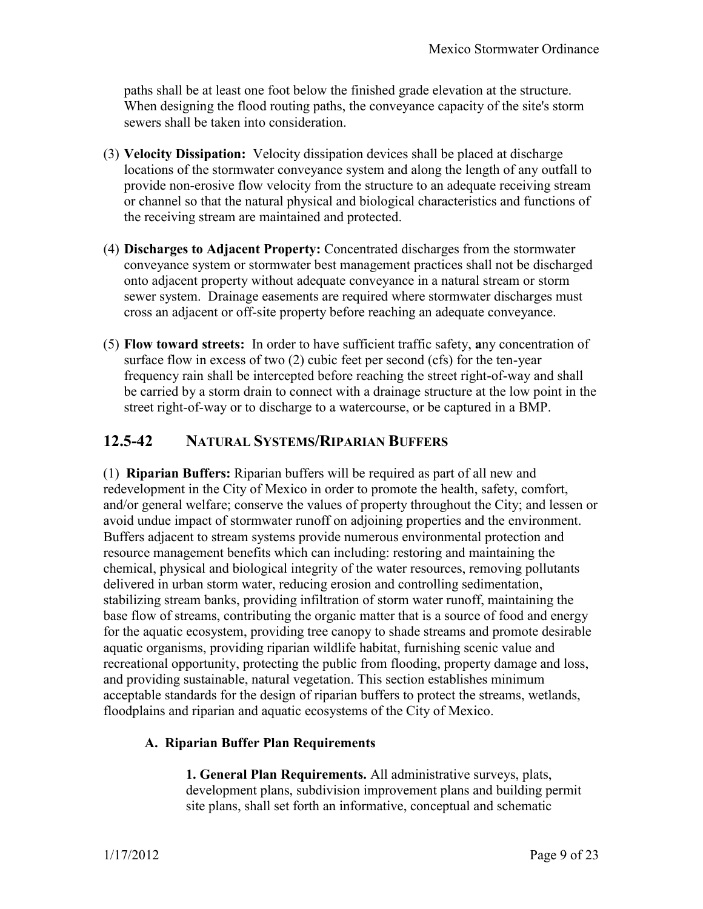paths shall be at least one foot below the finished grade elevation at the structure. When designing the flood routing paths, the conveyance capacity of the site's storm sewers shall be taken into consideration.

(3) **Velocity Dissipation:** Velocity dissipation devices shall be placed at discharge locations of the stormwater conveyance system and along the length of any outfall to provide non-erosive flow velocity from the structure to an adequate receiving stream or channel so that the natural physical and biological characteristics and functions of the receiving stream are maintained and protected.

(4) **Discharges to Adjacent Property:** Concentrated discharges from the stormwater conveyance system or stormwater best management practices shall not be discharged onto adjacent property without adequate conveyance in a natural stream or storm sewer system. Drainage easements are required where stormwater discharges must cross an adjacent or off-site property before reaching an adequate conveyance.

(5) **Flow toward streets:** In order to have sufficient traffic safety, **a**ny concentration of surface flow in excess of two (2) cubic feet per second (cfs) for the ten-year frequency rain shall be intercepted before reaching the street right-of-way and shall be carried by a storm drain to connect with a drainage structure at the low point in the street right-of-way or to discharge to a watercourse, or be captured in a BMP.

## 12.5-42 NATURAL SYSTEMS/RIPARIAN BUFFERS

(1) **Riparian Buffers:** Riparian buffers will be required as part of all new and redevelopment in the City of Mexico in order to promote the health, safety, comfort, and/or general welfare; conserve the values of property throughout the City; and lessen or avoid undue impact of stormwater runoff on adjoining properties and the environment. Buffers adjacent to stream systems provide numerous environmental protection and resource management benefits which can including: restoring and maintaining the chemical, physical and biological integrity of the water resources, removing pollutants delivered in urban storm water, reducing erosion and controlling sedimentation, stabilizing stream banks, providing infiltration of storm water runoff, maintaining the base flow of streams, contributing the organic matter that is a source of food and energy for the aquatic ecosystem, providing tree canopy to shade streams and promote desirable aquatic organisms, providing riparian wildlife habitat, furnishing scenic value and recreational opportunity, protecting the public from flooding, property damage and loss, and providing sustainable, natural vegetation. This section establishes minimum acceptable standards for the design of riparian buffers to protect the streams, wetlands, floodplains and riparian and aquatic ecosystems of the City of Mexico.

### A. Riparian Buffer Plan Requirements

**1. General Plan Requirements.** All administrative surveys, plats, development plans, subdivision improvement plans and building permit site plans, shall set forth an informative, conceptual and schematic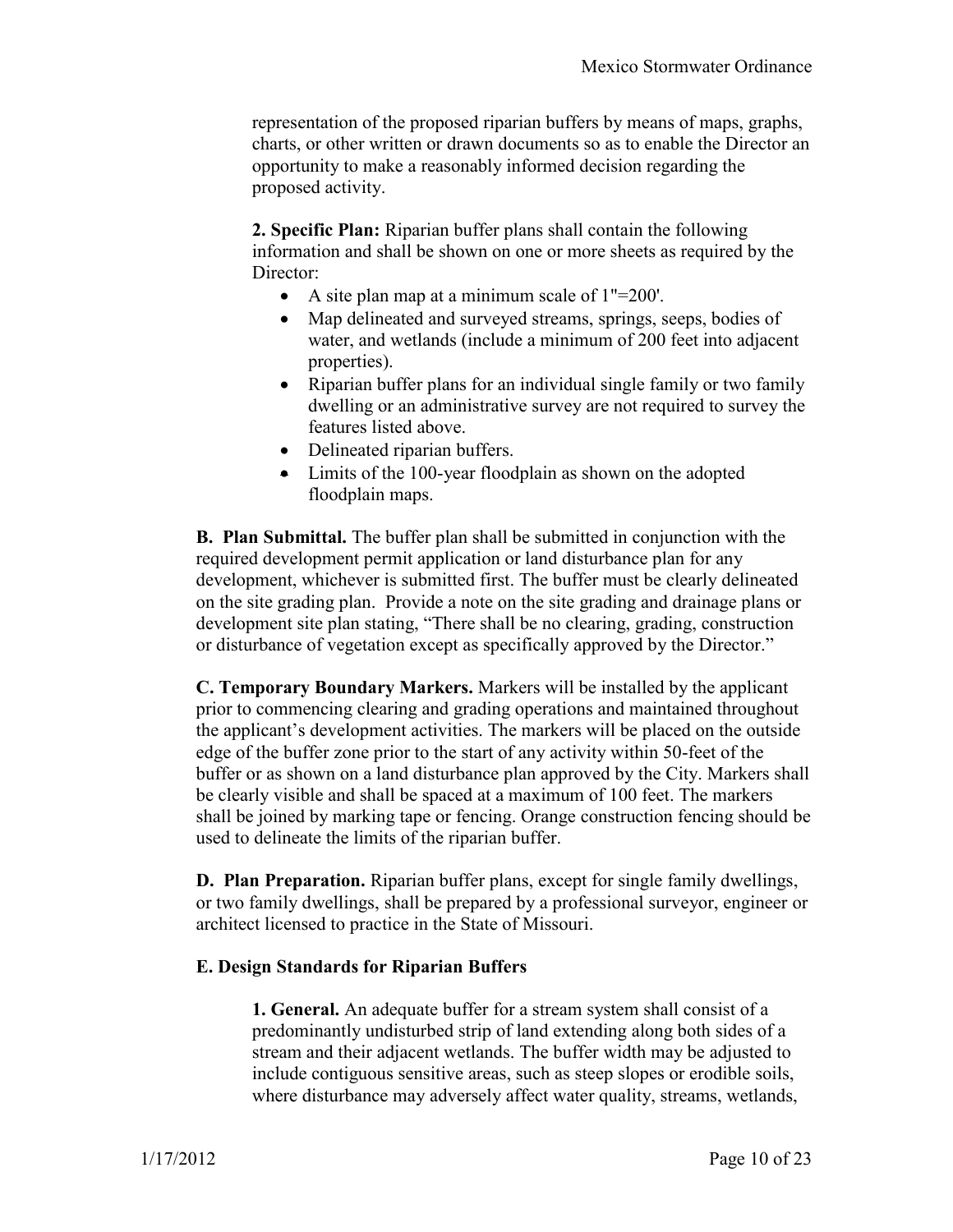representation of the proposed riparian buffers by means of maps, graphs, charts, or other written or drawn documents so as to enable the Director an opportunity to make a reasonably informed decision regarding the proposed activity.

**2. Specific Plan:** Riparian buffer plans shall contain the following information and shall be shown on one or more sheets as required by the Director:

- A site plan map at a minimum scale of 1"=200'.
- Map delineated and surveyed streams, springs, seeps, bodies of water, and wetlands (include a minimum of 200 feet into adjacent properties).
- Riparian buffer plans for an individual single family or two family dwelling or an administrative survey are not required to survey the features listed above.
- Delineated riparian buffers.
- Limits of the 100-year floodplain as shown on the adopted floodplain maps.

**B. Plan Submittal.** The buffer plan shall be submitted in conjunction with the required development permit application or land disturbance plan for any development, whichever is submitted first. The buffer must be clearly delineated on the site grading plan. Provide a note on the site grading and drainage plans or development site plan stating, "There shall be no clearing, grading, construction or disturbance of vegetation except as specifically approved by the Director."

**C. Temporary Boundary Markers.** Markers will be installed by the applicant prior to commencing clearing and grading operations and maintained throughout the applicant's development activities. The markers will be placed on the outside edge of the buffer zone prior to the start of any activity within 50-feet of the buffer or as shown on a land disturbance plan approved by the City. Markers shall be clearly visible and shall be spaced at a maximum of 100 feet. The markers shall be joined by marking tape or fencing. Orange construction fencing should be used to delineate the limits of the riparian buffer.

**D. Plan Preparation.** Riparian buffer plans, except for single family dwellings, or two family dwellings, shall be prepared by a professional surveyor, engineer or architect licensed to practice in the State of Missouri.

**E. Design Standards for Riparian Buffers**

**1. General.** An adequate buffer for a stream system shall consist of a predominantly undisturbed strip of land extending along both sides of a stream and their adjacent wetlands. The buffer width may be adjusted to include contiguous sensitive areas, such as steep slopes or erodible soils, where disturbance may adversely affect water quality, streams, wetlands,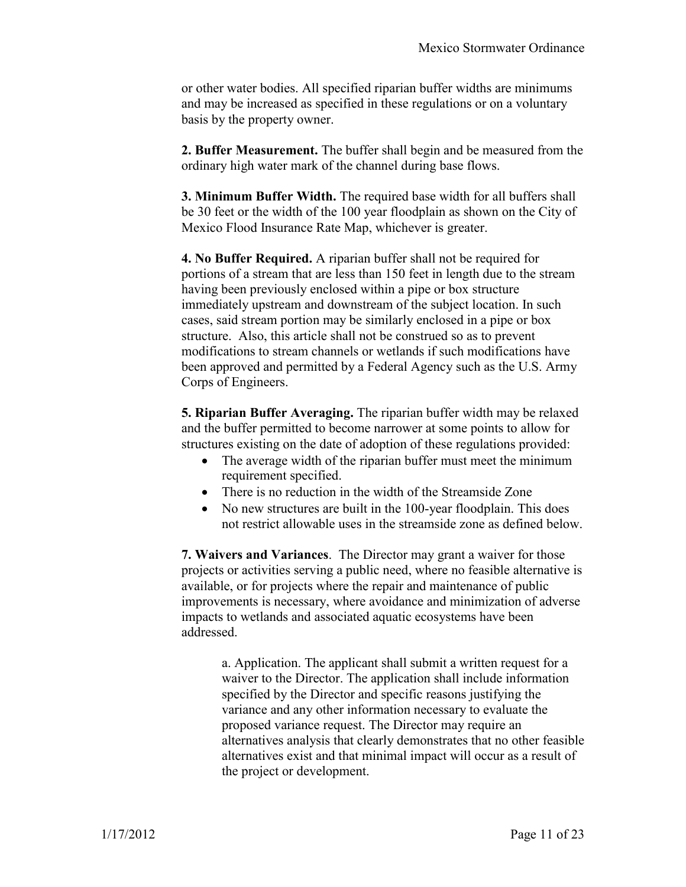or other water bodies. All specified riparian buffer widths are minimums and may be increased as specified in these regulations or on a voluntary basis by the property owner.

**2. Buffer Measurement.** The buffer shall begin and be measured from the ordinary high water mark of the channel during base flows.

**3. Minimum Buffer Width.** The required base width for all buffers shall be 30 feet or the width of the 100 year floodplain as shown on the City of Mexico Flood Insurance Rate Map, whichever is greater.

**4. No Buffer Required.** A riparian buffer shall not be required for portions of a stream that are less than 150 feet in length due to the stream having been previously enclosed within a pipe or box structure immediately upstream and downstream of the subject location. In such cases, said stream portion may be similarly enclosed in a pipe or box structure. Also, this article shall not be construed so as to prevent modifications to stream channels or wetlands if such modifications have been approved and permitted by a Federal Agency such as the U.S. Army Corps of Engineers.

**5. Riparian Buffer Averaging.** The riparian buffer width may be relaxed and the buffer permitted to become narrower at some points to allow for structures existing on the date of adoption of these regulations provided:

- The average width of the riparian buffer must meet the minimum requirement specified.
- There is no reduction in the width of the Streamside Zone
- No new structures are built in the 100-year floodplain. This does not restrict allowable uses in the streamside zone as defined below.

**7. Waivers and Variances**. The Director may grant a waiver for those projects or activities serving a public need, where no feasible alternative is available, or for projects where the repair and maintenance of public improvements is necessary, where avoidance and minimization of adverse impacts to wetlands and associated aquatic ecosystems have been addressed.

a. Application. The applicant shall submit a written request for a waiver to the Director. The application shall include information specified by the Director and specific reasons justifying the variance and any other information necessary to evaluate the proposed variance request. The Director may require an alternatives analysis that clearly demonstrates that no other feasible alternatives exist and that minimal impact will occur as a result of the project or development.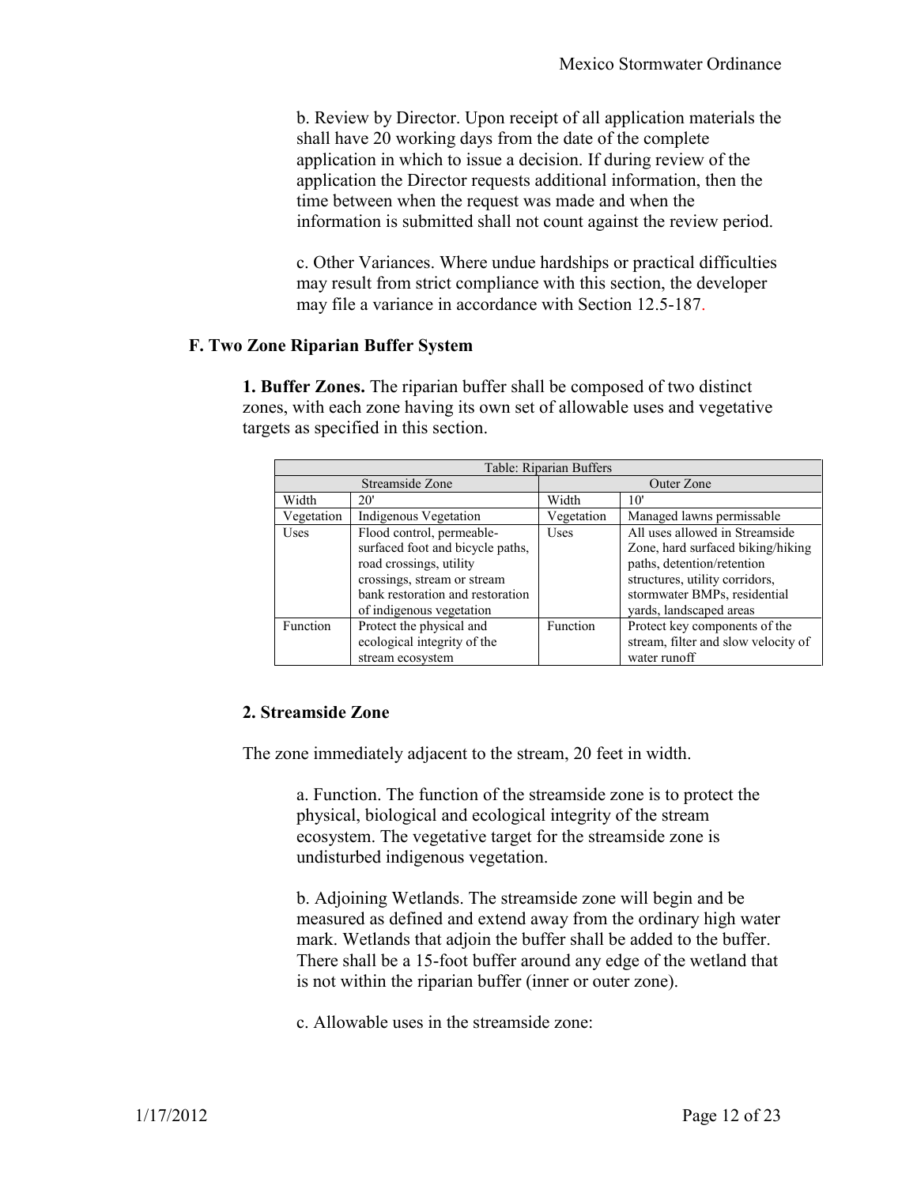b. Review by Director. Upon receipt of all application materials the shall have 20 working days from the date of the complete application in which to issue a decision. If during review of the application the Director requests additional information, then the time between when the request was made and when the information is submitted shall not count against the review period.

c. Other Variances. Where undue hardships or practical difficulties may result from strict compliance with this section, the developer may file a variance in accordance with Section 12.5-187.

### F. Two Zone Riparian Buffer System

**1. Buffer Zones.** The riparian buffer shall be composed of two distinct zones, with each zone having its own set of allowable uses and vegetative targets as specified in this section.

| Table: Riparian Buffers | | | |
|---|---|---|---|
| Streamside Zone | | Outer Zone | |
| Width | 20' | Width | 10' |
| Vegetation | Indigenous Vegetation | Vegetation | Managed lawns permissable |
| Uses | Flood control, permeable-surfaced foot and bicycle paths, road crossings, utility crossings, stream or stream bank restoration and restoration of indigenous vegetation | Uses | All uses allowed in Streamside Zone, hard surfaced biking/hiking paths, detention/retention structures, utility corridors, stormwater BMPs, residential yards, landscaped areas |
| Function | Protect the physical and ecological integrity of the stream ecosystem | Function | Protect key components of the stream, filter and slow velocity of water runoff |

#### 2. Streamside Zone

The zone immediately adjacent to the stream, 20 feet in width.

a. Function. The function of the streamside zone is to protect the physical, biological and ecological integrity of the stream ecosystem. The vegetative target for the streamside zone is undisturbed indigenous vegetation.

b. Adjoining Wetlands. The streamside zone will begin and be measured as defined and extend away from the ordinary high water mark. Wetlands that adjoin the buffer shall be added to the buffer. There shall be a 15-foot buffer around any edge of the wetland that is not within the riparian buffer (inner or outer zone).

c. Allowable uses in the streamside zone: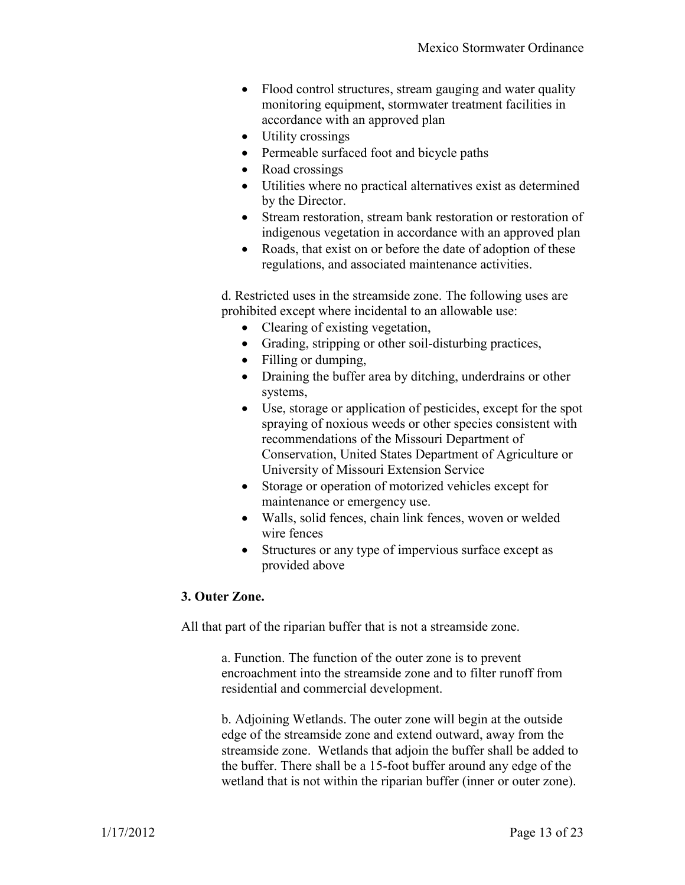- Flood control structures, stream gauging and water quality monitoring equipment, stormwater treatment facilities in accordance with an approved plan
- Utility crossings
- Permeable surfaced foot and bicycle paths
- Road crossings
- Utilities where no practical alternatives exist as determined by the Director.
- Stream restoration, stream bank restoration or restoration of indigenous vegetation in accordance with an approved plan
- Roads, that exist on or before the date of adoption of these regulations, and associated maintenance activities.

d. Restricted uses in the streamside zone. The following uses are prohibited except where incidental to an allowable use:

- Clearing of existing vegetation,
- Grading, stripping or other soil-disturbing practices,
- Filling or dumping,
- Draining the buffer area by ditching, underdrains or other systems,
- Use, storage or application of pesticides, except for the spot spraying of noxious weeds or other species consistent with recommendations of the Missouri Department of Conservation, United States Department of Agriculture or University of Missouri Extension Service
- Storage or operation of motorized vehicles except for maintenance or emergency use.
- Walls, solid fences, chain link fences, woven or welded wire fences
- Structures or any type of impervious surface except as provided above

**3. Outer Zone.**

All that part of the riparian buffer that is not a streamside zone.

a. Function. The function of the outer zone is to prevent encroachment into the streamside zone and to filter runoff from residential and commercial development.

b. Adjoining Wetlands. The outer zone will begin at the outside edge of the streamside zone and extend outward, away from the streamside zone. Wetlands that adjoin the buffer shall be added to the buffer. There shall be a 15-foot buffer around any edge of the wetland that is not within the riparian buffer (inner or outer zone).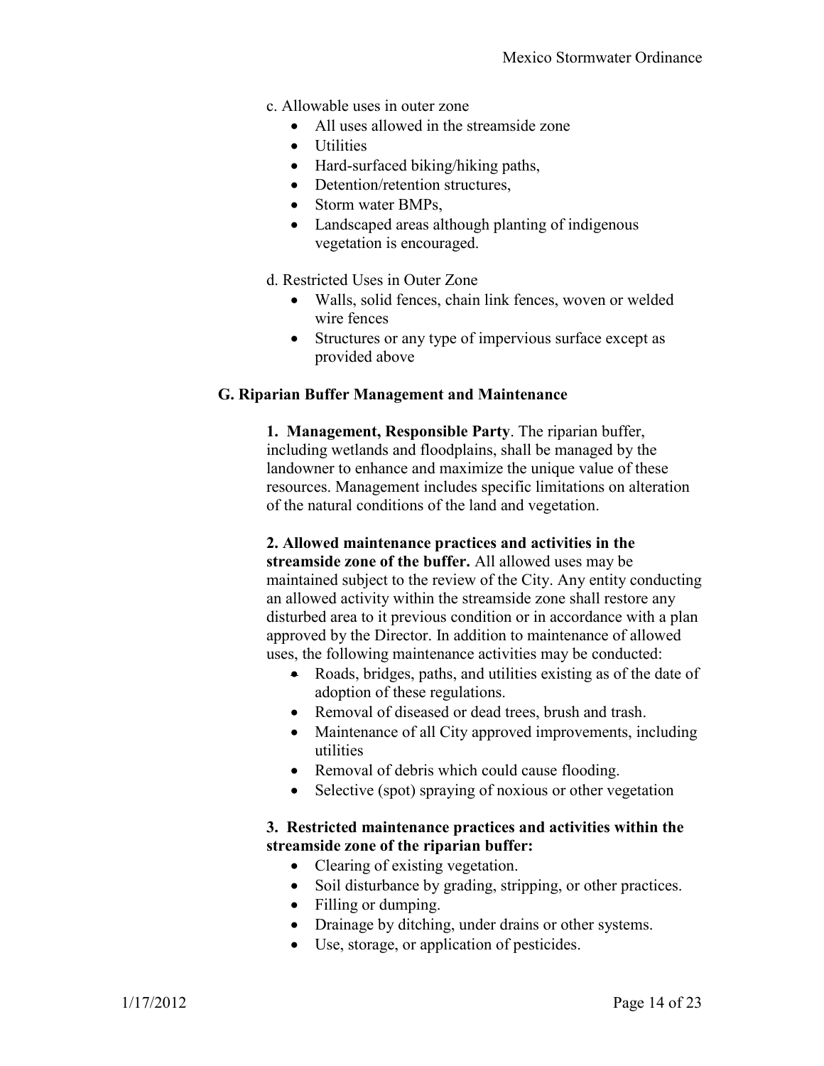c. Allowable uses in outer zone

- All uses allowed in the streamside zone
- Utilities
- Hard-surfaced biking/hiking paths,
- Detention/retention structures,
- Storm water BMPs,
- Landscaped areas although planting of indigenous vegetation is encouraged.

d. Restricted Uses in Outer Zone

- Walls, solid fences, chain link fences, woven or welded wire fences
- Structures or any type of impervious surface except as provided above

### G. Riparian Buffer Management and Maintenance

**1. Management, Responsible Party**. The riparian buffer, including wetlands and floodplains, shall be managed by the landowner to enhance and maximize the unique value of these resources. Management includes specific limitations on alteration of the natural conditions of the land and vegetation.

**2. Allowed maintenance practices and activities in the streamside zone of the buffer.** All allowed uses may be maintained subject to the review of the City. Any entity conducting an allowed activity within the streamside zone shall restore any disturbed area to it previous condition or in accordance with a plan approved by the Director. In addition to maintenance of allowed uses, the following maintenance activities may be conducted:

- Roads, bridges, paths, and utilities existing as of the date of adoption of these regulations.
- Removal of diseased or dead trees, brush and trash.
- Maintenance of all City approved improvements, including utilities
- Removal of debris which could cause flooding.
- Selective (spot) spraying of noxious or other vegetation

**3. Restricted maintenance practices and activities within the streamside zone of the riparian buffer:**

- Clearing of existing vegetation.
- Soil disturbance by grading, stripping, or other practices.
- Filling or dumping.
- Drainage by ditching, under drains or other systems.
- Use, storage, or application of pesticides.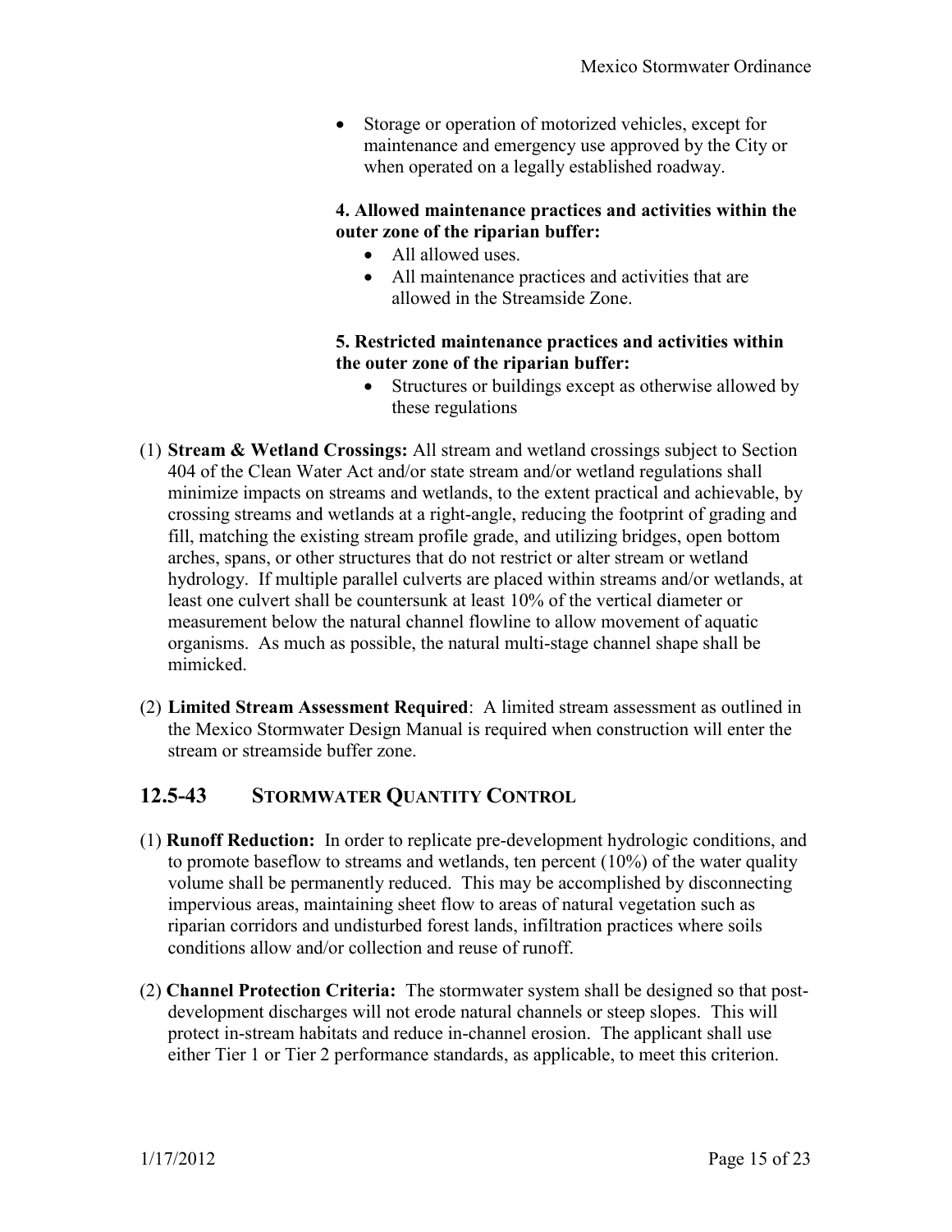- Storage or operation of motorized vehicles, except for maintenance and emergency use approved by the City or when operated on a legally established roadway.

**4. Allowed maintenance practices and activities within the outer zone of the riparian buffer:**

- All allowed uses.
- All maintenance practices and activities that are allowed in the Streamside Zone.

**5. Restricted maintenance practices and activities within the outer zone of the riparian buffer:**

- Structures or buildings except as otherwise allowed by these regulations

(1) **Stream & Wetland Crossings:** All stream and wetland crossings subject to Section 404 of the Clean Water Act and/or state stream and/or wetland regulations shall minimize impacts on streams and wetlands, to the extent practical and achievable, by crossing streams and wetlands at a right-angle, reducing the footprint of grading and fill, matching the existing stream profile grade, and utilizing bridges, open bottom arches, spans, or other structures that do not restrict or alter stream or wetland hydrology. If multiple parallel culverts are placed within streams and/or wetlands, at least one culvert shall be countersunk at least 10% of the vertical diameter or measurement below the natural channel flowline to allow movement of aquatic organisms. As much as possible, the natural multi-stage channel shape shall be mimicked.

(2) **Limited Stream Assessment Required**: A limited stream assessment as outlined in the Mexico Stormwater Design Manual is required when construction will enter the stream or streamside buffer zone.

## 12.5-43 STORMWATER QUANTITY CONTROL

(1) **Runoff Reduction:** In order to replicate pre-development hydrologic conditions, and to promote baseflow to streams and wetlands, ten percent (10%) of the water quality volume shall be permanently reduced. This may be accomplished by disconnecting impervious areas, maintaining sheet flow to areas of natural vegetation such as riparian corridors and undisturbed forest lands, infiltration practices where soils conditions allow and/or collection and reuse of runoff.

(2) **Channel Protection Criteria:** The stormwater system shall be designed so that post-development discharges will not erode natural channels or steep slopes. This will protect in-stream habitats and reduce in-channel erosion. The applicant shall use either Tier 1 or Tier 2 performance standards, as applicable, to meet this criterion.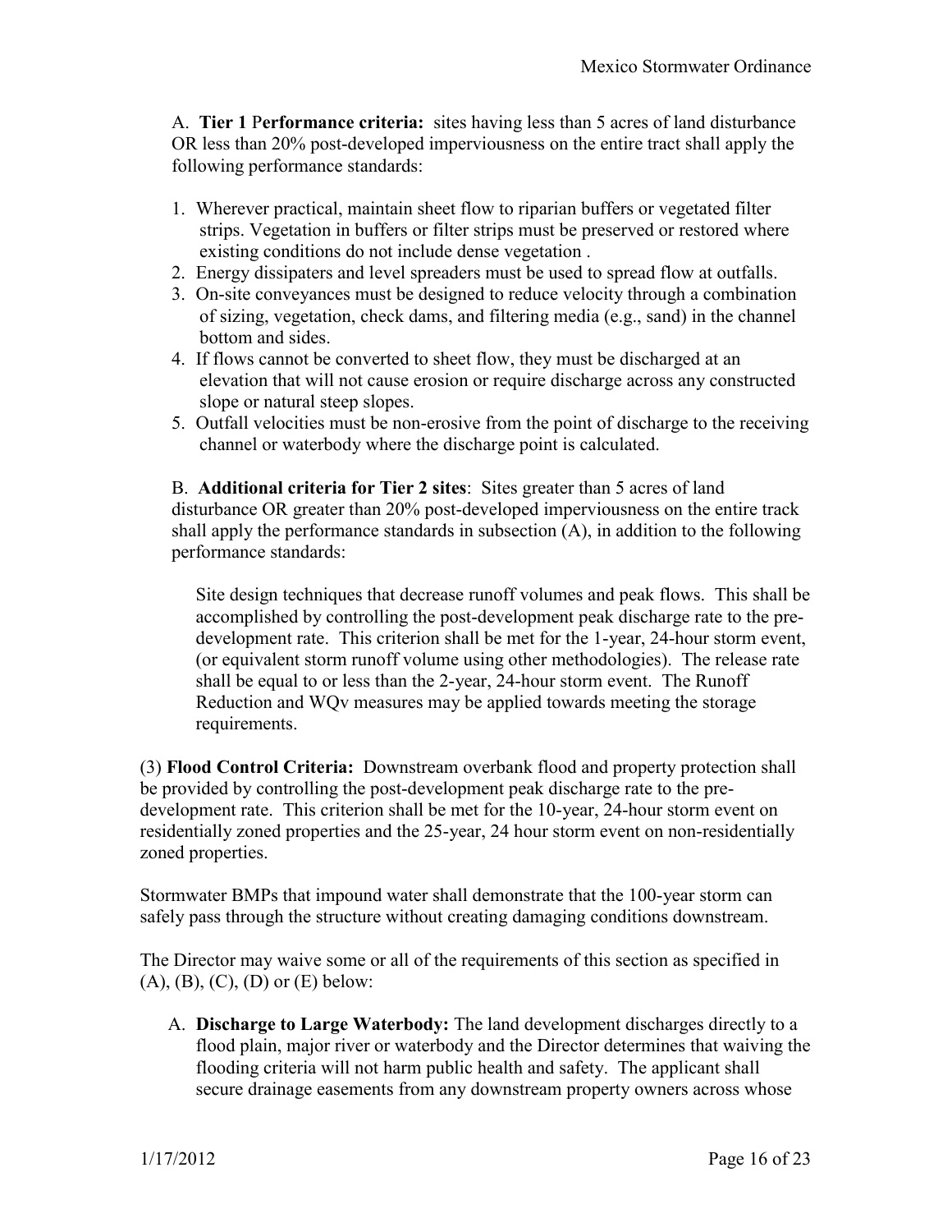A. **Tier 1 Performance criteria:** sites having less than 5 acres of land disturbance OR less than 20% post-developed imperviousness on the entire tract shall apply the following performance standards:

1. Wherever practical, maintain sheet flow to riparian buffers or vegetated filter strips. Vegetation in buffers or filter strips must be preserved or restored where existing conditions do not include dense vegetation .
2. Energy dissipaters and level spreaders must be used to spread flow at outfalls.
3. On-site conveyances must be designed to reduce velocity through a combination of sizing, vegetation, check dams, and filtering media (e.g., sand) in the channel bottom and sides.
4. If flows cannot be converted to sheet flow, they must be discharged at an elevation that will not cause erosion or require discharge across any constructed slope or natural steep slopes.
5. Outfall velocities must be non-erosive from the point of discharge to the receiving channel or waterbody where the discharge point is calculated.

B. **Additional criteria for Tier 2 sites**: Sites greater than 5 acres of land disturbance OR greater than 20% post-developed imperviousness on the entire track shall apply the performance standards in subsection (A), in addition to the following performance standards:

Site design techniques that decrease runoff volumes and peak flows. This shall be accomplished by controlling the post-development peak discharge rate to the pre-development rate. This criterion shall be met for the 1-year, 24-hour storm event, (or equivalent storm runoff volume using other methodologies). The release rate shall be equal to or less than the 2-year, 24-hour storm event. The Runoff Reduction and WQv measures may be applied towards meeting the storage requirements.

(3) **Flood Control Criteria:** Downstream overbank flood and property protection shall be provided by controlling the post-development peak discharge rate to the pre-development rate. This criterion shall be met for the 10-year, 24-hour storm event on residentially zoned properties and the 25-year, 24 hour storm event on non-residentially zoned properties.

Stormwater BMPs that impound water shall demonstrate that the 100-year storm can safely pass through the structure without creating damaging conditions downstream.

The Director may waive some or all of the requirements of this section as specified in (A), (B), (C), (D) or (E) below:

A. **Discharge to Large Waterbody:** The land development discharges directly to a flood plain, major river or waterbody and the Director determines that waiving the flooding criteria will not harm public health and safety. The applicant shall secure drainage easements from any downstream property owners across whose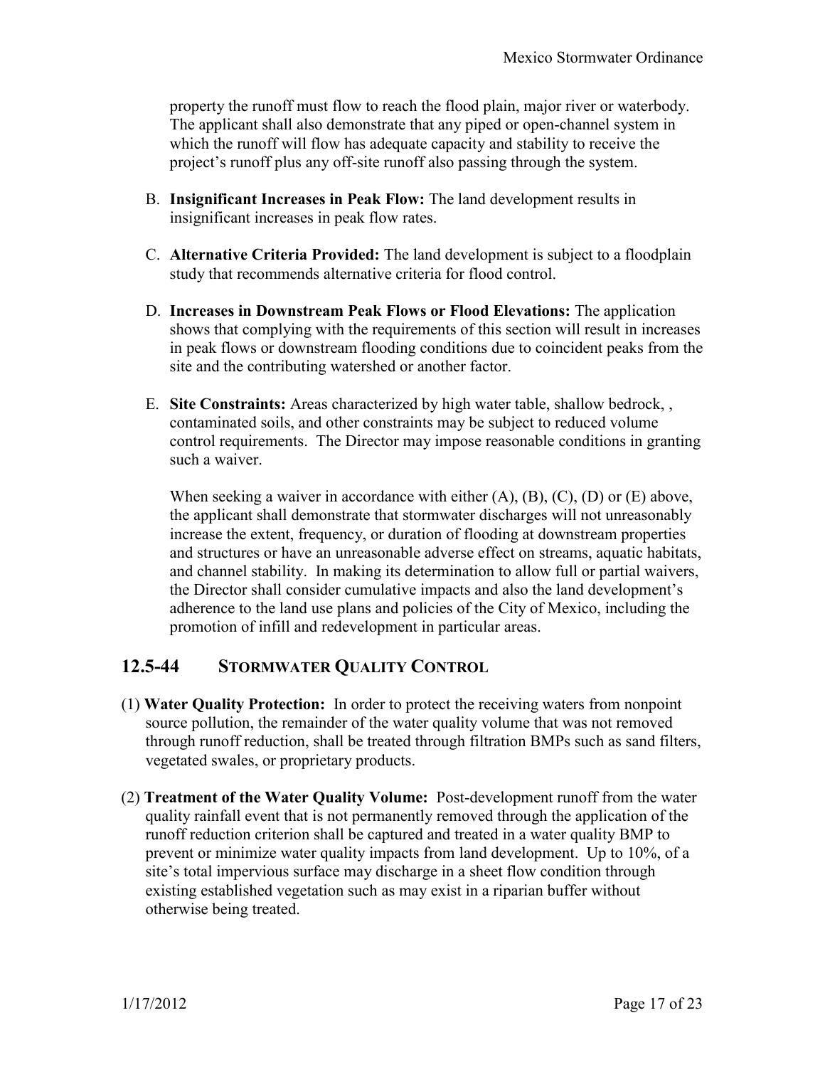property the runoff must flow to reach the flood plain, major river or waterbody. The applicant shall also demonstrate that any piped or open-channel system in which the runoff will flow has adequate capacity and stability to receive the project's runoff plus any off-site runoff also passing through the system.

B. **Insignificant Increases in Peak Flow:** The land development results in insignificant increases in peak flow rates.

C. **Alternative Criteria Provided:** The land development is subject to a floodplain study that recommends alternative criteria for flood control.

D. **Increases in Downstream Peak Flows or Flood Elevations:** The application shows that complying with the requirements of this section will result in increases in peak flows or downstream flooding conditions due to coincident peaks from the site and the contributing watershed or another factor.

E. **Site Constraints:** Areas characterized by high water table, shallow bedrock, , contaminated soils, and other constraints may be subject to reduced volume control requirements. The Director may impose reasonable conditions in granting such a waiver.

When seeking a waiver in accordance with either (A), (B), (C), (D) or (E) above, the applicant shall demonstrate that stormwater discharges will not unreasonably increase the extent, frequency, or duration of flooding at downstream properties and structures or have an unreasonable adverse effect on streams, aquatic habitats, and channel stability. In making its determination to allow full or partial waivers, the Director shall consider cumulative impacts and also the land development's adherence to the land use plans and policies of the City of Mexico, including the promotion of infill and redevelopment in particular areas.

## 12.5-44 STORMWATER QUALITY CONTROL

(1) **Water Quality Protection:** In order to protect the receiving waters from nonpoint source pollution, the remainder of the water quality volume that was not removed through runoff reduction, shall be treated through filtration BMPs such as sand filters, vegetated swales, or proprietary products.

(2) **Treatment of the Water Quality Volume:** Post-development runoff from the water quality rainfall event that is not permanently removed through the application of the runoff reduction criterion shall be captured and treated in a water quality BMP to prevent or minimize water quality impacts from land development. Up to 10%, of a site's total impervious surface may discharge in a sheet flow condition through existing established vegetation such as may exist in a riparian buffer without otherwise being treated.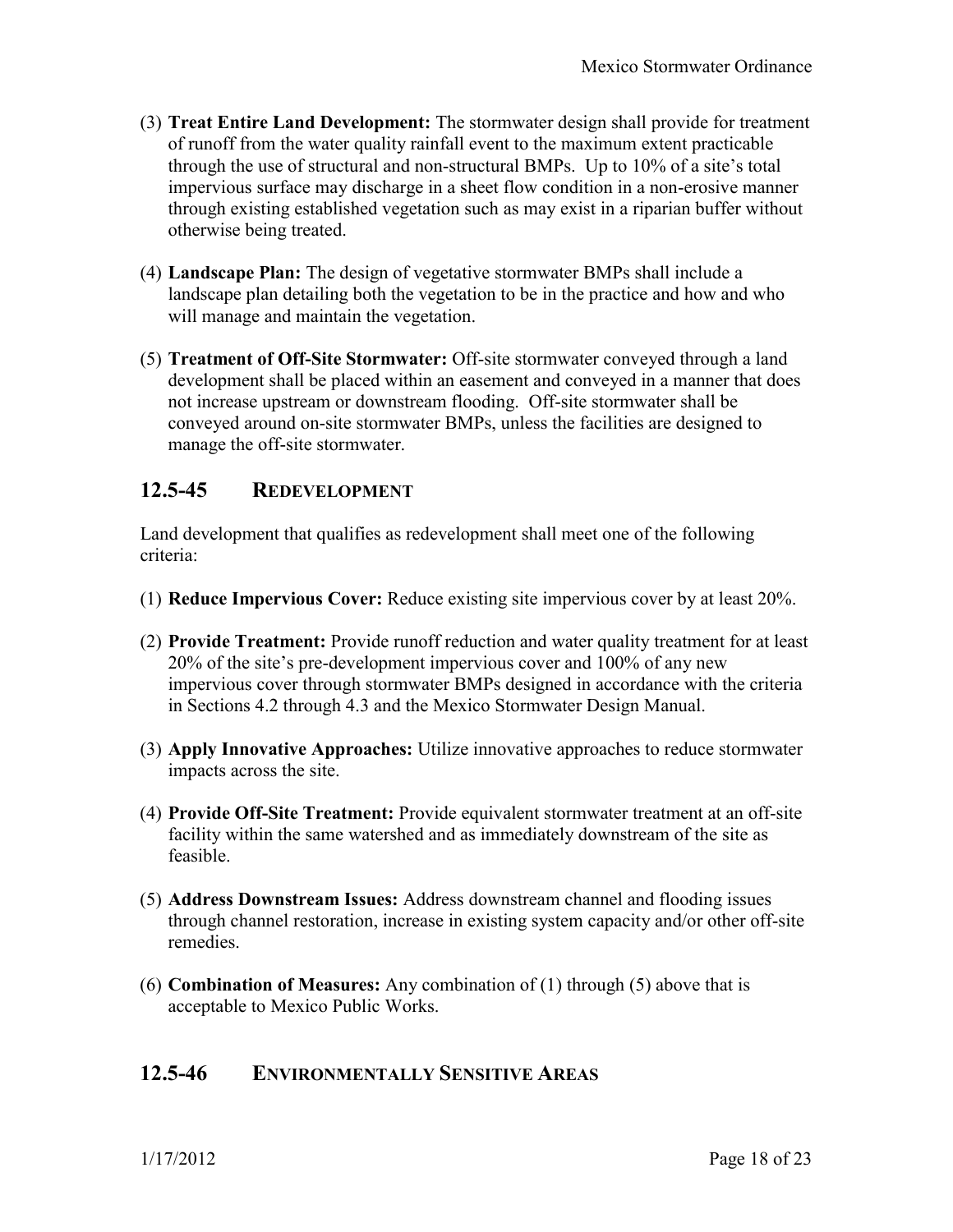(3) **Treat Entire Land Development:** The stormwater design shall provide for treatment of runoff from the water quality rainfall event to the maximum extent practicable through the use of structural and non-structural BMPs. Up to 10% of a site's total impervious surface may discharge in a sheet flow condition in a non-erosive manner through existing established vegetation such as may exist in a riparian buffer without otherwise being treated.

(4) **Landscape Plan:** The design of vegetative stormwater BMPs shall include a landscape plan detailing both the vegetation to be in the practice and how and who will manage and maintain the vegetation.

(5) **Treatment of Off-Site Stormwater:** Off-site stormwater conveyed through a land development shall be placed within an easement and conveyed in a manner that does not increase upstream or downstream flooding. Off-site stormwater shall be conveyed around on-site stormwater BMPs, unless the facilities are designed to manage the off-site stormwater.

## 12.5-45 REDEVELOPMENT

Land development that qualifies as redevelopment shall meet one of the following criteria:

(1) **Reduce Impervious Cover:** Reduce existing site impervious cover by at least 20%.

(2) **Provide Treatment:** Provide runoff reduction and water quality treatment for at least 20% of the site's pre-development impervious cover and 100% of any new impervious cover through stormwater BMPs designed in accordance with the criteria in Sections 4.2 through 4.3 and the Mexico Stormwater Design Manual.

(3) **Apply Innovative Approaches:** Utilize innovative approaches to reduce stormwater impacts across the site.

(4) **Provide Off-Site Treatment:** Provide equivalent stormwater treatment at an off-site facility within the same watershed and as immediately downstream of the site as feasible.

(5) **Address Downstream Issues:** Address downstream channel and flooding issues through channel restoration, increase in existing system capacity and/or other off-site remedies.

(6) **Combination of Measures:** Any combination of (1) through (5) above that is acceptable to Mexico Public Works.

## 12.5-46 ENVIRONMENTALLY SENSITIVE AREAS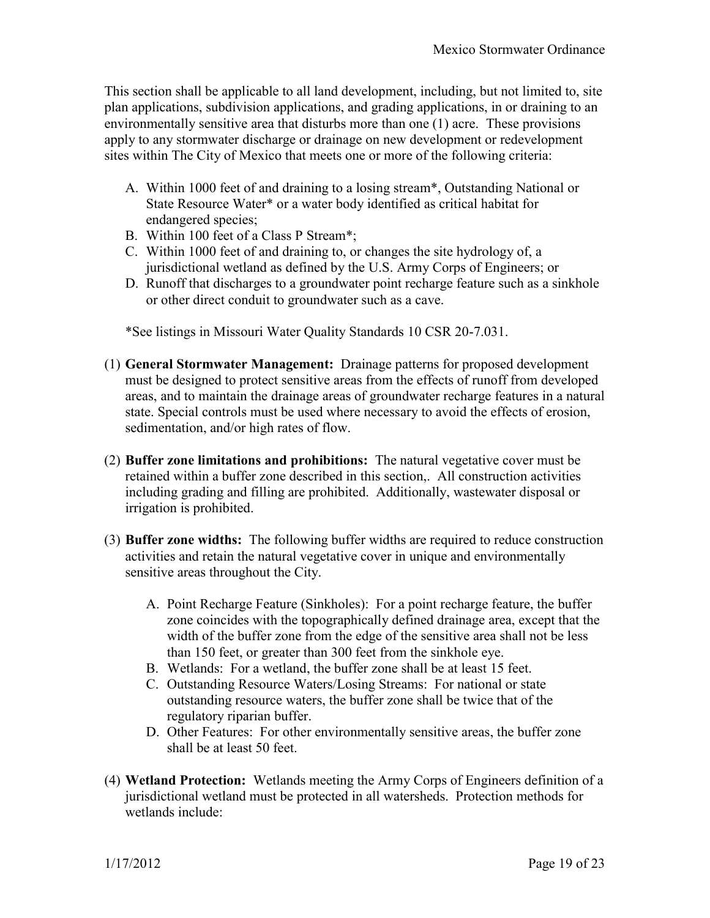This section shall be applicable to all land development, including, but not limited to, site plan applications, subdivision applications, and grading applications, in or draining to an environmentally sensitive area that disturbs more than one (1) acre. These provisions apply to any stormwater discharge or drainage on new development or redevelopment sites within The City of Mexico that meets one or more of the following criteria:

A. Within 1000 feet of and draining to a losing stream*, Outstanding National or State Resource Water* or a water body identified as critical habitat for endangered species;
B. Within 100 feet of a Class P Stream*;
C. Within 1000 feet of and draining to, or changes the site hydrology of, a jurisdictional wetland as defined by the U.S. Army Corps of Engineers; or
D. Runoff that discharges to a groundwater point recharge feature such as a sinkhole or other direct conduit to groundwater such as a cave.

*See listings in Missouri Water Quality Standards 10 CSR 20-7.031.

(1) **General Stormwater Management:** Drainage patterns for proposed development must be designed to protect sensitive areas from the effects of runoff from developed areas, and to maintain the drainage areas of groundwater recharge features in a natural state. Special controls must be used where necessary to avoid the effects of erosion, sedimentation, and/or high rates of flow.

(2) **Buffer zone limitations and prohibitions:** The natural vegetative cover must be retained within a buffer zone described in this section,. All construction activities including grading and filling are prohibited. Additionally, wastewater disposal or irrigation is prohibited.

(3) **Buffer zone widths:** The following buffer widths are required to reduce construction activities and retain the natural vegetative cover in unique and environmentally sensitive areas throughout the City.

   A. Point Recharge Feature (Sinkholes): For a point recharge feature, the buffer zone coincides with the topographically defined drainage area, except that the width of the buffer zone from the edge of the sensitive area shall not be less than 150 feet, or greater than 300 feet from the sinkhole eye.
   B. Wetlands: For a wetland, the buffer zone shall be at least 15 feet.
   C. Outstanding Resource Waters/Losing Streams: For national or state outstanding resource waters, the buffer zone shall be twice that of the regulatory riparian buffer.
   D. Other Features: For other environmentally sensitive areas, the buffer zone shall be at least 50 feet.

(4) **Wetland Protection:** Wetlands meeting the Army Corps of Engineers definition of a jurisdictional wetland must be protected in all watersheds. Protection methods for wetlands include: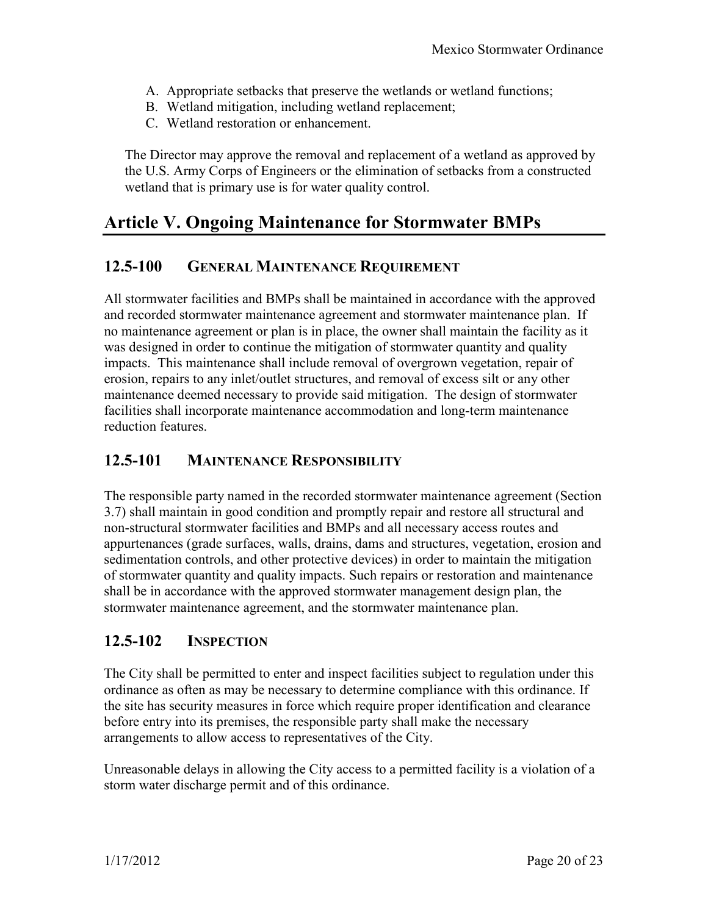A. Appropriate setbacks that preserve the wetlands or wetland functions;
B. Wetland mitigation, including wetland replacement;
C. Wetland restoration or enhancement.

The Director may approve the removal and replacement of a wetland as approved by the U.S. Army Corps of Engineers or the elimination of setbacks from a constructed wetland that is primary use is for water quality control.

# Article V. Ongoing Maintenance for Stormwater BMPs

## 12.5-100 General Maintenance Requirement

All stormwater facilities and BMPs shall be maintained in accordance with the approved and recorded stormwater maintenance agreement and stormwater maintenance plan. If no maintenance agreement or plan is in place, the owner shall maintain the facility as it was designed in order to continue the mitigation of stormwater quantity and quality impacts. This maintenance shall include removal of overgrown vegetation, repair of erosion, repairs to any inlet/outlet structures, and removal of excess silt or any other maintenance deemed necessary to provide said mitigation. The design of stormwater facilities shall incorporate maintenance accommodation and long-term maintenance reduction features.

## 12.5-101 Maintenance Responsibility

The responsible party named in the recorded stormwater maintenance agreement (Section 3.7) shall maintain in good condition and promptly repair and restore all structural and non-structural stormwater facilities and BMPs and all necessary access routes and appurtenances (grade surfaces, walls, drains, dams and structures, vegetation, erosion and sedimentation controls, and other protective devices) in order to maintain the mitigation of stormwater quantity and quality impacts. Such repairs or restoration and maintenance shall be in accordance with the approved stormwater management design plan, the stormwater maintenance agreement, and the stormwater maintenance plan.

## 12.5-102 Inspection

The City shall be permitted to enter and inspect facilities subject to regulation under this ordinance as often as may be necessary to determine compliance with this ordinance. If the site has security measures in force which require proper identification and clearance before entry into its premises, the responsible party shall make the necessary arrangements to allow access to representatives of the City.

Unreasonable delays in allowing the City access to a permitted facility is a violation of a storm water discharge permit and of this ordinance.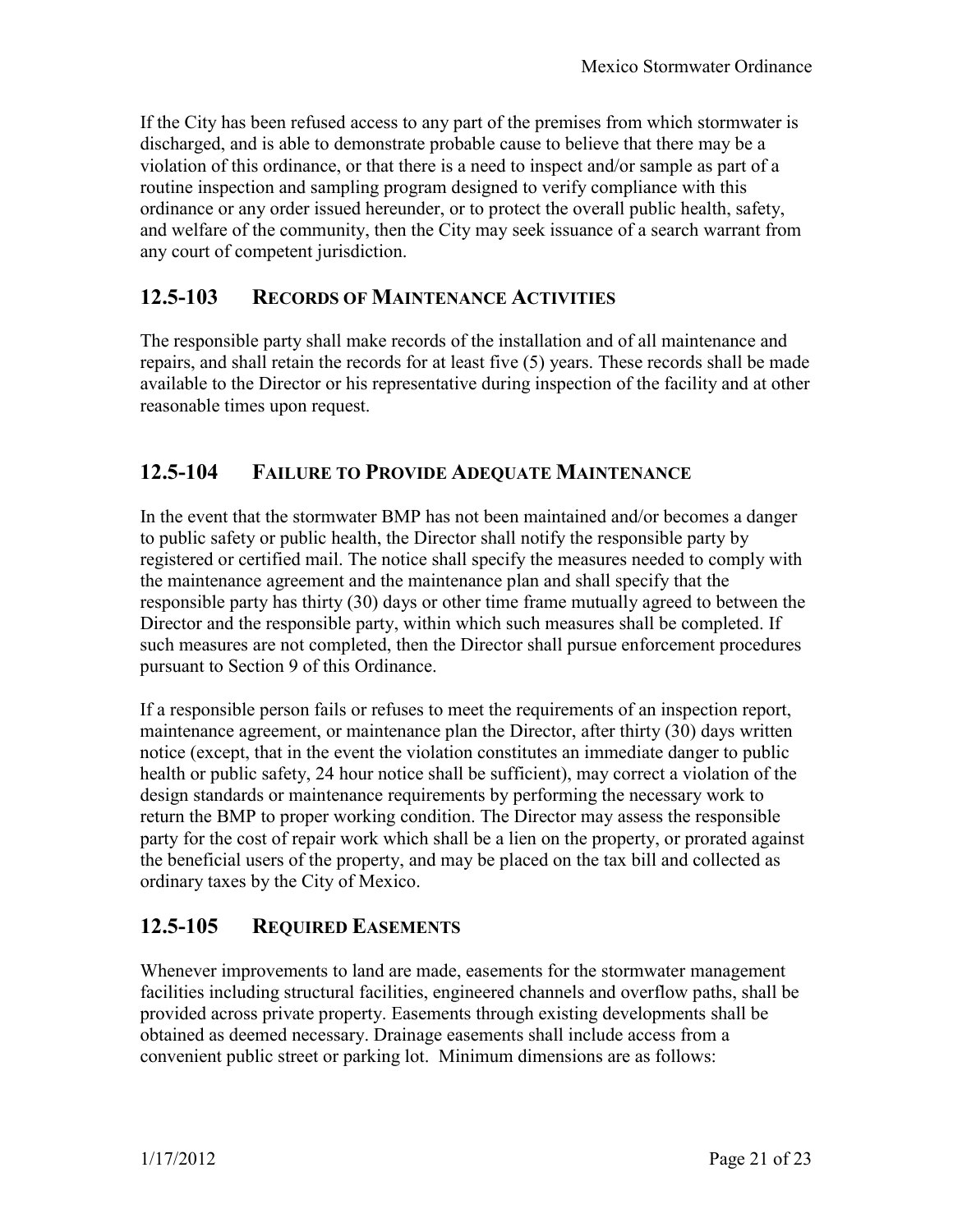If the City has been refused access to any part of the premises from which stormwater is discharged, and is able to demonstrate probable cause to believe that there may be a violation of this ordinance, or that there is a need to inspect and/or sample as part of a routine inspection and sampling program designed to verify compliance with this ordinance or any order issued hereunder, or to protect the overall public health, safety, and welfare of the community, then the City may seek issuance of a search warrant from any court of competent jurisdiction.

## 12.5-103 RECORDS OF MAINTENANCE ACTIVITIES

The responsible party shall make records of the installation and of all maintenance and repairs, and shall retain the records for at least five (5) years. These records shall be made available to the Director or his representative during inspection of the facility and at other reasonable times upon request.

## 12.5-104 FAILURE TO PROVIDE ADEQUATE MAINTENANCE

In the event that the stormwater BMP has not been maintained and/or becomes a danger to public safety or public health, the Director shall notify the responsible party by registered or certified mail. The notice shall specify the measures needed to comply with the maintenance agreement and the maintenance plan and shall specify that the responsible party has thirty (30) days or other time frame mutually agreed to between the Director and the responsible party, within which such measures shall be completed. If such measures are not completed, then the Director shall pursue enforcement procedures pursuant to Section 9 of this Ordinance.

If a responsible person fails or refuses to meet the requirements of an inspection report, maintenance agreement, or maintenance plan the Director, after thirty (30) days written notice (except, that in the event the violation constitutes an immediate danger to public health or public safety, 24 hour notice shall be sufficient), may correct a violation of the design standards or maintenance requirements by performing the necessary work to return the BMP to proper working condition. The Director may assess the responsible party for the cost of repair work which shall be a lien on the property, or prorated against the beneficial users of the property, and may be placed on the tax bill and collected as ordinary taxes by the City of Mexico.

## 12.5-105 REQUIRED EASEMENTS

Whenever improvements to land are made, easements for the stormwater management facilities including structural facilities, engineered channels and overflow paths, shall be provided across private property. Easements through existing developments shall be obtained as deemed necessary. Drainage easements shall include access from a convenient public street or parking lot. Minimum dimensions are as follows: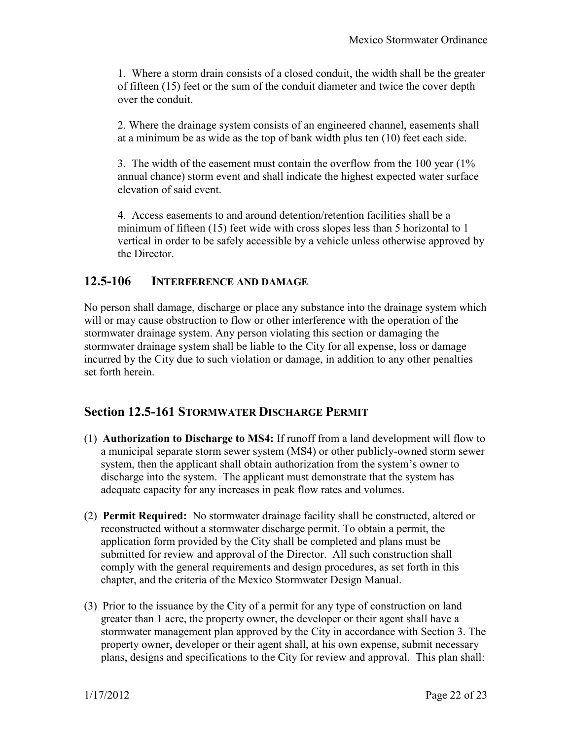1. Where a storm drain consists of a closed conduit, the width shall be the greater of fifteen (15) feet or the sum of the conduit diameter and twice the cover depth over the conduit.

2. Where the drainage system consists of an engineered channel, easements shall at a minimum be as wide as the top of bank width plus ten (10) feet each side.

3. The width of the easement must contain the overflow from the 100 year (1% annual chance) storm event and shall indicate the highest expected water surface elevation of said event.

4. Access easements to and around detention/retention facilities shall be a minimum of fifteen (15) feet wide with cross slopes less than 5 horizontal to 1 vertical in order to be safely accessible by a vehicle unless otherwise approved by the Director.

## 12.5-106 INTERFERENCE AND DAMAGE

No person shall damage, discharge or place any substance into the drainage system which will or may cause obstruction to flow or other interference with the operation of the stormwater drainage system. Any person violating this section or damaging the stormwater drainage system shall be liable to the City for all expense, loss or damage incurred by the City due to such violation or damage, in addition to any other penalties set forth herein.

## Section 12.5-161 STORMWATER DISCHARGE PERMIT

(1) **Authorization to Discharge to MS4:** If runoff from a land development will flow to a municipal separate storm sewer system (MS4) or other publicly-owned storm sewer system, then the applicant shall obtain authorization from the system's owner to discharge into the system. The applicant must demonstrate that the system has adequate capacity for any increases in peak flow rates and volumes.

(2) **Permit Required:** No stormwater drainage facility shall be constructed, altered or reconstructed without a stormwater discharge permit. To obtain a permit, the application form provided by the City shall be completed and plans must be submitted for review and approval of the Director. All such construction shall comply with the general requirements and design procedures, as set forth in this chapter, and the criteria of the Mexico Stormwater Design Manual.

(3) Prior to the issuance by the City of a permit for any type of construction on land greater than 1 acre, the property owner, the developer or their agent shall have a stormwater management plan approved by the City in accordance with Section 3. The property owner, developer or their agent shall, at his own expense, submit necessary plans, designs and specifications to the City for review and approval. This plan shall: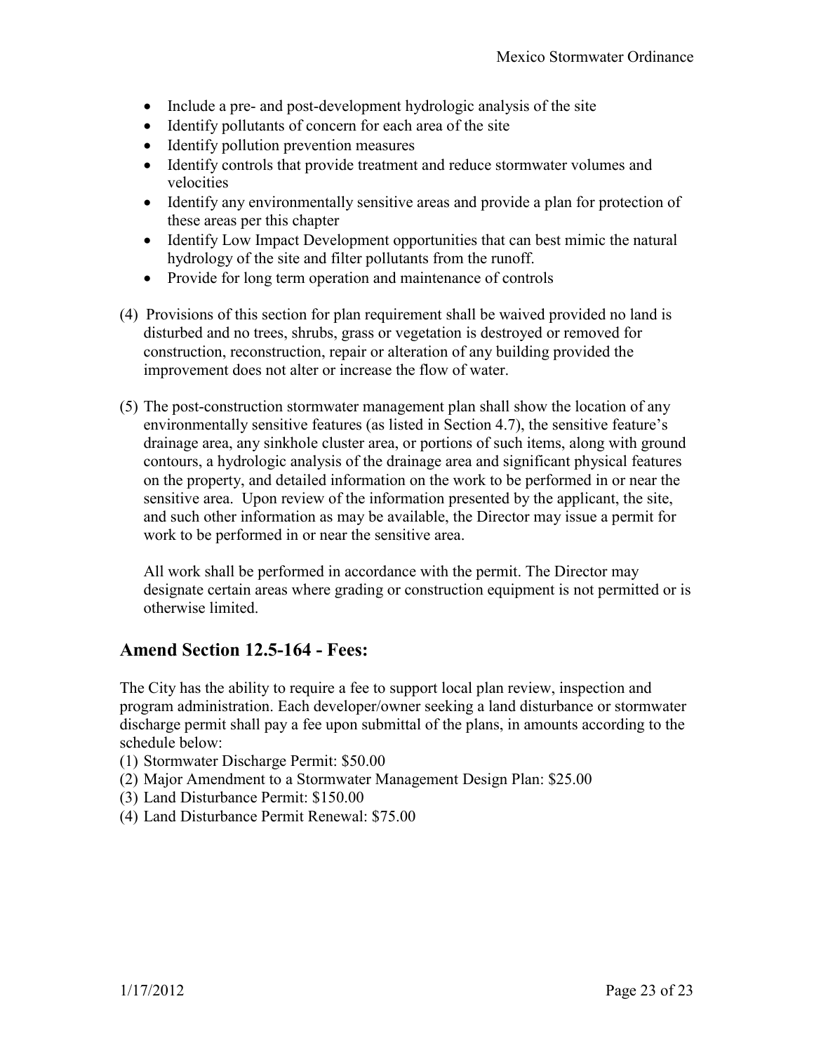- Include a pre- and post-development hydrologic analysis of the site
- Identify pollutants of concern for each area of the site
- Identify pollution prevention measures
- Identify controls that provide treatment and reduce stormwater volumes and velocities
- Identify any environmentally sensitive areas and provide a plan for protection of these areas per this chapter
- Identify Low Impact Development opportunities that can best mimic the natural hydrology of the site and filter pollutants from the runoff.
- Provide for long term operation and maintenance of controls

(4) Provisions of this section for plan requirement shall be waived provided no land is disturbed and no trees, shrubs, grass or vegetation is destroyed or removed for construction, reconstruction, repair or alteration of any building provided the improvement does not alter or increase the flow of water.

(5) The post-construction stormwater management plan shall show the location of any environmentally sensitive features (as listed in Section 4.7), the sensitive feature's drainage area, any sinkhole cluster area, or portions of such items, along with ground contours, a hydrologic analysis of the drainage area and significant physical features on the property, and detailed information on the work to be performed in or near the sensitive area. Upon review of the information presented by the applicant, the site, and such other information as may be available, the Director may issue a permit for work to be performed in or near the sensitive area.

All work shall be performed in accordance with the permit. The Director may designate certain areas where grading or construction equipment is not permitted or is otherwise limited.

## Amend Section 12.5-164 - Fees:

The City has the ability to require a fee to support local plan review, inspection and program administration. Each developer/owner seeking a land disturbance or stormwater discharge permit shall pay a fee upon submittal of the plans, in amounts according to the schedule below:

(1) Stormwater Discharge Permit: $50.00
(2) Major Amendment to a Stormwater Management Design Plan: $25.00
(3) Land Disturbance Permit: $150.00
(4) Land Disturbance Permit Renewal: $75.00